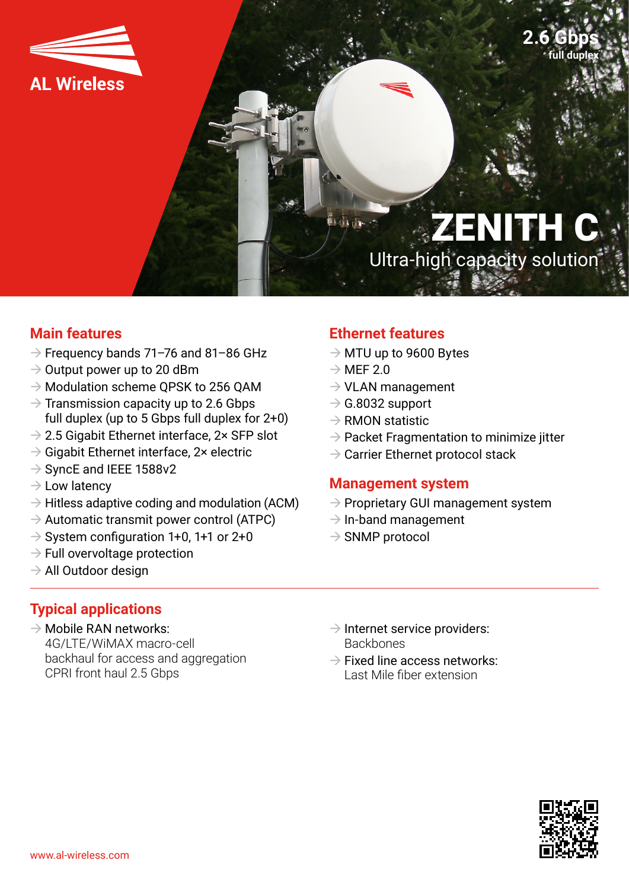AL Wireless

2.6 Gbps
full duplex

# ZENITH C

Ultra-high capacity solution

## Main features

- Frequency bands 71–76 and 81–86 GHz
- Output power up to 20 dBm
- Modulation scheme QPSK to 256 QAM
- Transmission capacity up to 2.6 Gbps full duplex (up to 5 Gbps full duplex for 2+0)
- 2.5 Gigabit Ethernet interface, 2× SFP slot
- Gigabit Ethernet interface, 2× electric
- SyncE and IEEE 1588v2
- Low latency
- Hitless adaptive coding and modulation (ACM)
- Automatic transmit power control (ATPC)
- System configuration 1+0, 1+1 or 2+0
- Full overvoltage protection
- All Outdoor design

## Ethernet features

- MTU up to 9600 Bytes
- MEF 2.0
- VLAN management
- G.8032 support
- RMON statistic
- Packet Fragmentation to minimize jitter
- Carrier Ethernet protocol stack

## Management system

- Proprietary GUI management system
- In-band management
- SNMP protocol

## Typical applications

- Mobile RAN networks:
  4G/LTE/WiMAX macro-cell
  backhaul for access and aggregation
  CPRI front haul 2.5 Gbps
- Internet service providers:
  Backbones
- Fixed line access networks:
  Last Mile fiber extension

www.al-wireless.com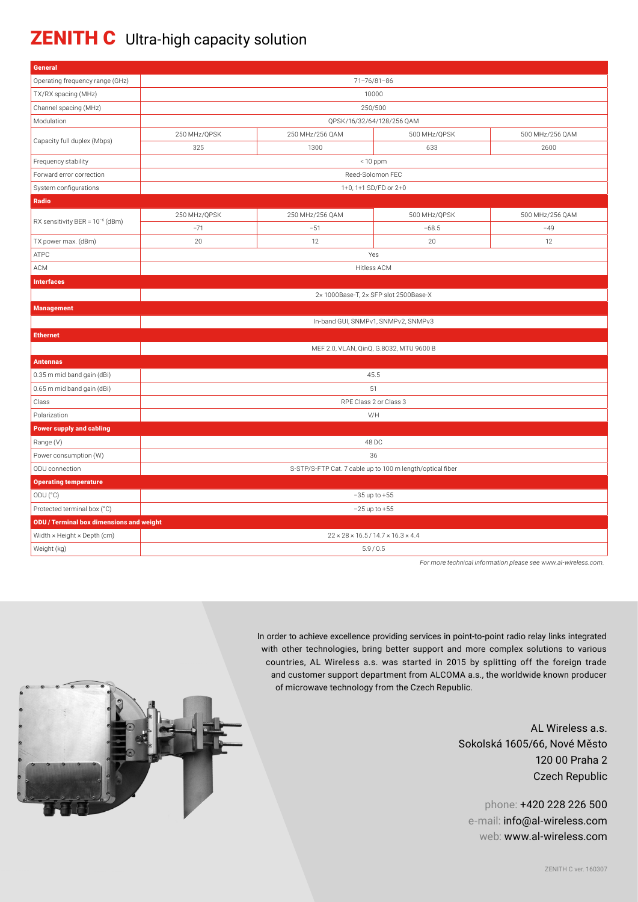# ZENITH C Ultra-high capacity solution

| | | | | |
|---|---|---|---|---|
| **General** | | | | |
| Operating frequency range (GHz) | 71–76/81–86 | | | |
| TX/RX spacing (MHz) | 10000 | | | |
| Channel spacing (MHz) | 250/500 | | | |
| Modulation | QPSK/16/32/64/128/256 QAM | | | |
| Capacity full duplex (Mbps) | 250 MHz/QPSK | 250 MHz/256 QAM | 500 MHz/QPSK | 500 MHz/256 QAM |
| | 325 | 1300 | 633 | 2600 |
| Frequency stability | < 10 ppm | | | |
| Forward error correction | Reed-Solomon FEC | | | |
| System configurations | 1+0, 1+1 SD/FD or 2+0 | | | |
| **Radio** | | | | |
| RX sensitivity BER = $10^{-6}$ (dBm) | 250 MHz/QPSK | 250 MHz/256 QAM | 500 MHz/QPSK | 500 MHz/256 QAM |
| | −71 | −51 | −68.5 | −49 |
| TX power max. (dBm) | 20 | 12 | 20 | 12 |
| ATPC | Yes | | | |
| ACM | Hitless ACM | | | |
| **Interfaces** | | | | |
| | 2× 1000Base-T, 2× SFP slot 2500Base-X | | | |
| **Management** | | | | |
| | In-band GUI, SNMPv1, SNMPv2, SNMPv3 | | | |
| **Ethernet** | | | | |
| | MEF 2.0, VLAN, QinQ, G.8032, MTU 9600 B | | | |
| **Antennas** | | | | |
| 0.35 m mid band gain (dBi) | 45.5 | | | |
| 0.65 m mid band gain (dBi) | 51 | | | |
| Class | RPE Class 2 or Class 3 | | | |
| Polarization | V/H | | | |
| **Power supply and cabling** | | | | |
| Range (V) | 48 DC | | | |
| Power consumption (W) | 36 | | | |
| ODU connection | S-STP/S-FTP Cat. 7 cable up to 100 m length/optical fiber | | | |
| **Operating temperature** | | | | |
| ODU (°C) | −35 up to +55 | | | |
| Protected terminal box (°C) | −25 up to +55 | | | |
| **ODU / Terminal box dimensions and weight** | | | | |
| Width × Height × Depth (cm) | 22 × 28 × 16.5 / 14.7 × 16.3 × 4.4 | | | |
| Weight (kg) | 5.9 / 0.5 | | | |

*For more technical information please see www.al-wireless.com.*

In order to achieve excellence providing services in point-to-point radio relay links integrated with other technologies, bring better support and more complex solutions to various countries, AL Wireless a.s. was started in 2015 by splitting off the foreign trade and customer support department from ALCOMA a.s., the worldwide known producer of microwave technology from the Czech Republic.

AL Wireless a.s.
Sokolská 1605/66, Nové Město
120 00 Praha 2
Czech Republic

phone: +420 228 226 500
e-mail: info@al-wireless.com
web: www.al-wireless.com

ZENITH C ver. 160307